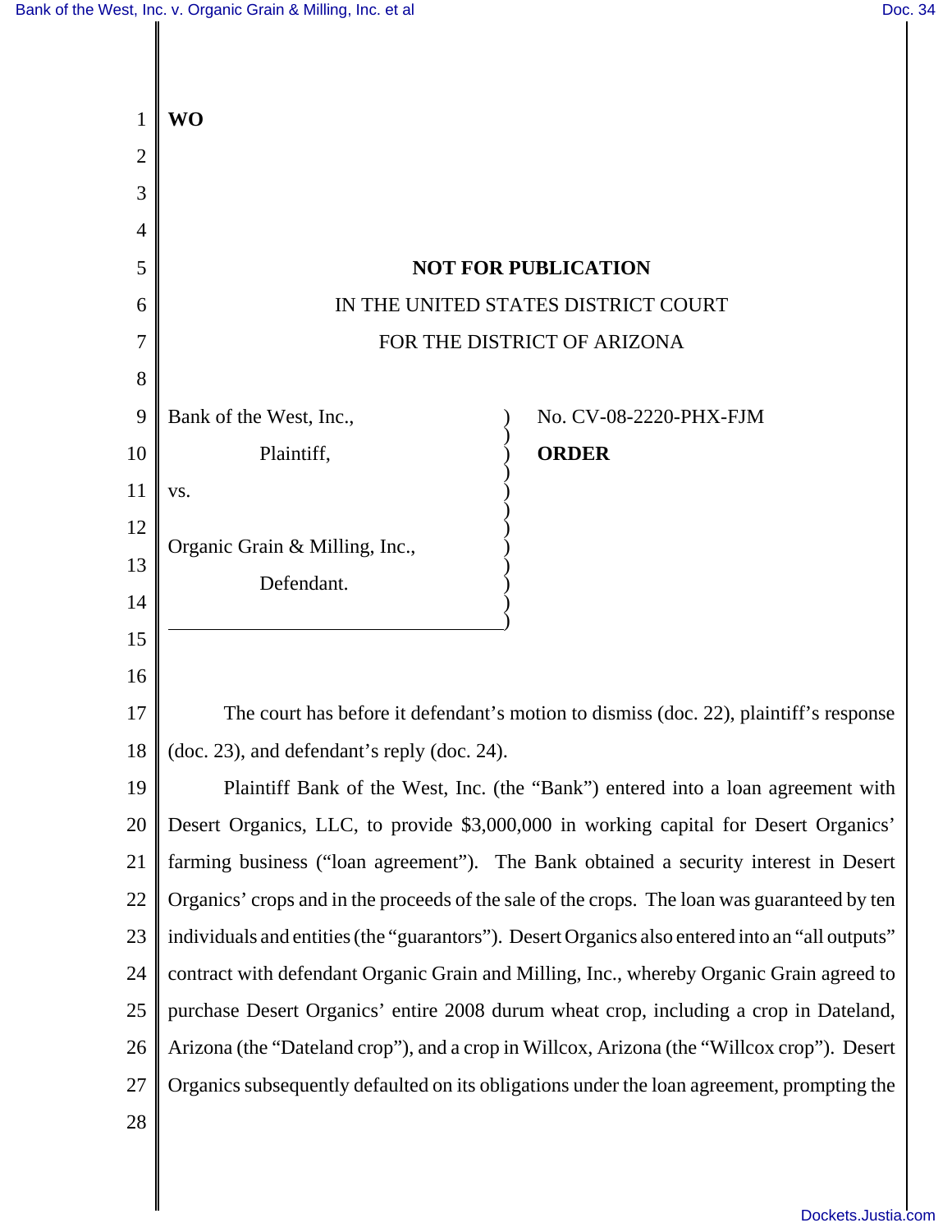WO

**NOT FOR PUBLICATION**

IN THE UNITED STATES DISTRICT COURT

FOR THE DISTRICT OF ARIZONA

Bank of the West, Inc.,

Plaintiff,

vs.

Organic Grain & Milling, Inc.,

Defendant.

No. CV-08-2220-PHX-FJM

**ORDER**

The court has before it defendant's motion to dismiss (doc. 22), plaintiff's response (doc. 23), and defendant's reply (doc. 24).

Plaintiff Bank of the West, Inc. (the "Bank") entered into a loan agreement with Desert Organics, LLC, to provide $3,000,000 in working capital for Desert Organics' farming business ("loan agreement"). The Bank obtained a security interest in Desert Organics' crops and in the proceeds of the sale of the crops. The loan was guaranteed by ten individuals and entities (the "guarantors"). Desert Organics also entered into an "all outputs" contract with defendant Organic Grain and Milling, Inc., whereby Organic Grain agreed to purchase Desert Organics' entire 2008 durum wheat crop, including a crop in Dateland, Arizona (the "Dateland crop"), and a crop in Willcox, Arizona (the "Willcox crop"). Desert Organics subsequently defaulted on its obligations under the loan agreement, prompting the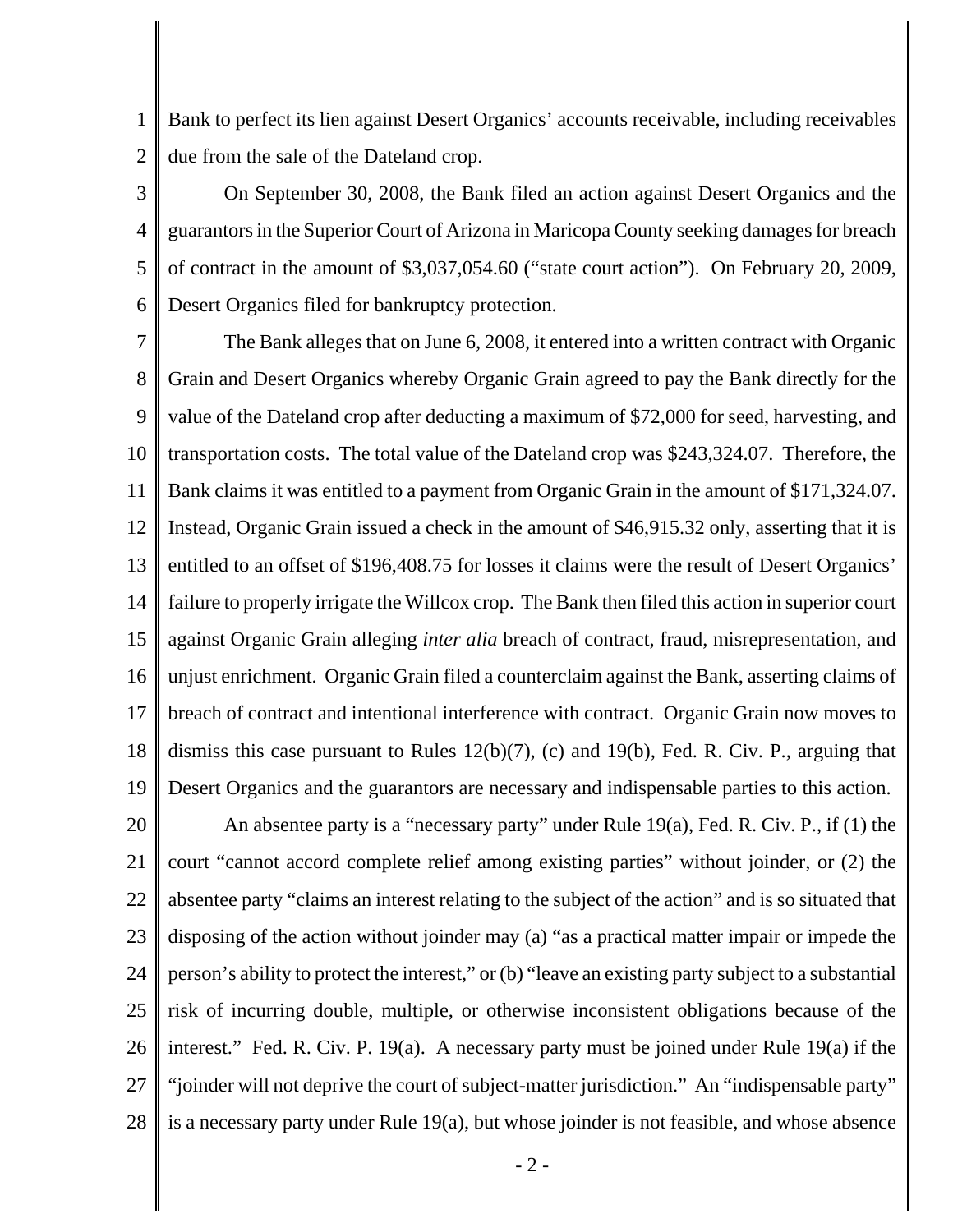Bank to perfect its lien against Desert Organics' accounts receivable, including receivables due from the sale of the Dateland crop.

On September 30, 2008, the Bank filed an action against Desert Organics and the guarantors in the Superior Court of Arizona in Maricopa County seeking damages for breach of contract in the amount of $3,037,054.60 ("state court action"). On February 20, 2009, Desert Organics filed for bankruptcy protection.

The Bank alleges that on June 6, 2008, it entered into a written contract with Organic Grain and Desert Organics whereby Organic Grain agreed to pay the Bank directly for the value of the Dateland crop after deducting a maximum of $72,000 for seed, harvesting, and transportation costs. The total value of the Dateland crop was $243,324.07. Therefore, the Bank claims it was entitled to a payment from Organic Grain in the amount of $171,324.07. Instead, Organic Grain issued a check in the amount of $46,915.32 only, asserting that it is entitled to an offset of $196,408.75 for losses it claims were the result of Desert Organics' failure to properly irrigate the Willcox crop. The Bank then filed this action in superior court against Organic Grain alleging *inter alia* breach of contract, fraud, misrepresentation, and unjust enrichment. Organic Grain filed a counterclaim against the Bank, asserting claims of breach of contract and intentional interference with contract. Organic Grain now moves to dismiss this case pursuant to Rules 12(b)(7), (c) and 19(b), Fed. R. Civ. P., arguing that Desert Organics and the guarantors are necessary and indispensable parties to this action.

An absentee party is a "necessary party" under Rule 19(a), Fed. R. Civ. P., if (1) the court "cannot accord complete relief among existing parties" without joinder, or (2) the absentee party "claims an interest relating to the subject of the action" and is so situated that disposing of the action without joinder may (a) "as a practical matter impair or impede the person's ability to protect the interest," or (b) "leave an existing party subject to a substantial risk of incurring double, multiple, or otherwise inconsistent obligations because of the interest." Fed. R. Civ. P. 19(a). A necessary party must be joined under Rule 19(a) if the "joinder will not deprive the court of subject-matter jurisdiction." An "indispensable party" is a necessary party under Rule 19(a), but whose joinder is not feasible, and whose absence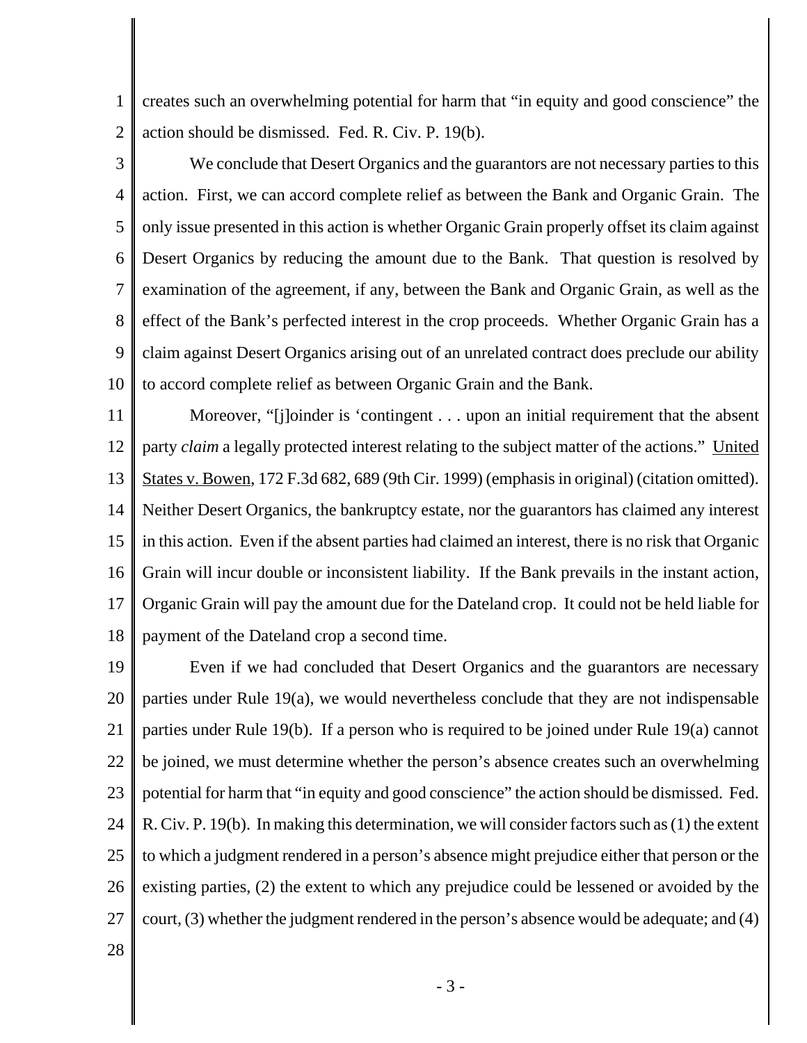creates such an overwhelming potential for harm that "in equity and good conscience" the action should be dismissed. Fed. R. Civ. P. 19(b).

We conclude that Desert Organics and the guarantors are not necessary parties to this action. First, we can accord complete relief as between the Bank and Organic Grain. The only issue presented in this action is whether Organic Grain properly offset its claim against Desert Organics by reducing the amount due to the Bank. That question is resolved by examination of the agreement, if any, between the Bank and Organic Grain, as well as the effect of the Bank's perfected interest in the crop proceeds. Whether Organic Grain has a claim against Desert Organics arising out of an unrelated contract does preclude our ability to accord complete relief as between Organic Grain and the Bank.

Moreover, "[j]oinder is 'contingent . . . upon an initial requirement that the absent party *claim* a legally protected interest relating to the subject matter of the actions." United States v. Bowen, 172 F.3d 682, 689 (9th Cir. 1999) (emphasis in original) (citation omitted). Neither Desert Organics, the bankruptcy estate, nor the guarantors has claimed any interest in this action. Even if the absent parties had claimed an interest, there is no risk that Organic Grain will incur double or inconsistent liability. If the Bank prevails in the instant action, Organic Grain will pay the amount due for the Dateland crop. It could not be held liable for payment of the Dateland crop a second time.

Even if we had concluded that Desert Organics and the guarantors are necessary parties under Rule 19(a), we would nevertheless conclude that they are not indispensable parties under Rule 19(b). If a person who is required to be joined under Rule 19(a) cannot be joined, we must determine whether the person's absence creates such an overwhelming potential for harm that "in equity and good conscience" the action should be dismissed. Fed. R. Civ. P. 19(b). In making this determination, we will consider factors such as (1) the extent to which a judgment rendered in a person's absence might prejudice either that person or the existing parties, (2) the extent to which any prejudice could be lessened or avoided by the court, (3) whether the judgment rendered in the person's absence would be adequate; and (4)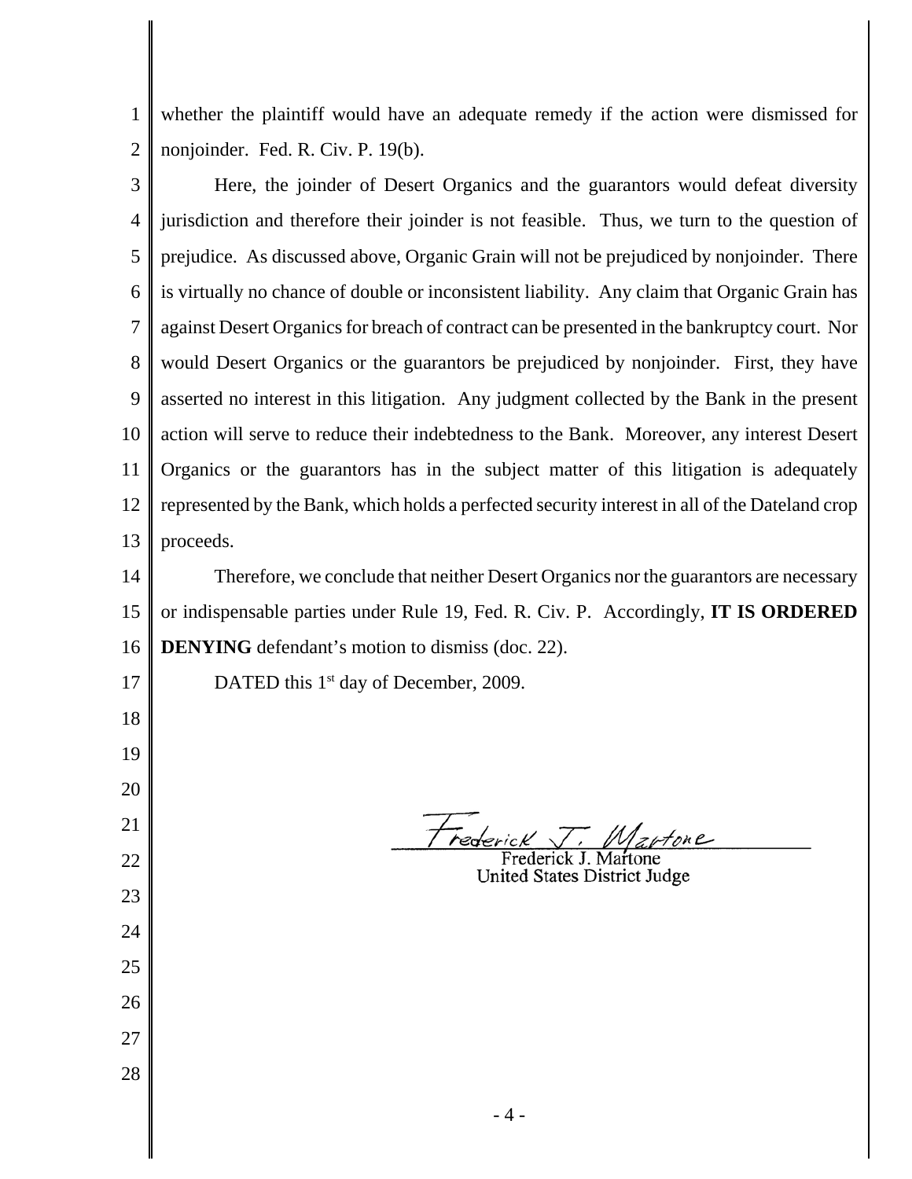whether the plaintiff would have an adequate remedy if the action were dismissed for nonjoinder. Fed. R. Civ. P. 19(b).

Here, the joinder of Desert Organics and the guarantors would defeat diversity jurisdiction and therefore their joinder is not feasible. Thus, we turn to the question of prejudice. As discussed above, Organic Grain will not be prejudiced by nonjoinder. There is virtually no chance of double or inconsistent liability. Any claim that Organic Grain has against Desert Organics for breach of contract can be presented in the bankruptcy court. Nor would Desert Organics or the guarantors be prejudiced by nonjoinder. First, they have asserted no interest in this litigation. Any judgment collected by the Bank in the present action will serve to reduce their indebtedness to the Bank. Moreover, any interest Desert Organics or the guarantors has in the subject matter of this litigation is adequately represented by the Bank, which holds a perfected security interest in all of the Dateland crop proceeds.

Therefore, we conclude that neither Desert Organics nor the guarantors are necessary or indispensable parties under Rule 19, Fed. R. Civ. P. Accordingly, **IT IS ORDERED DENYING** defendant's motion to dismiss (doc. 22).

DATED this 1st day of December, 2009.

Frederick J. Martone
United States District Judge